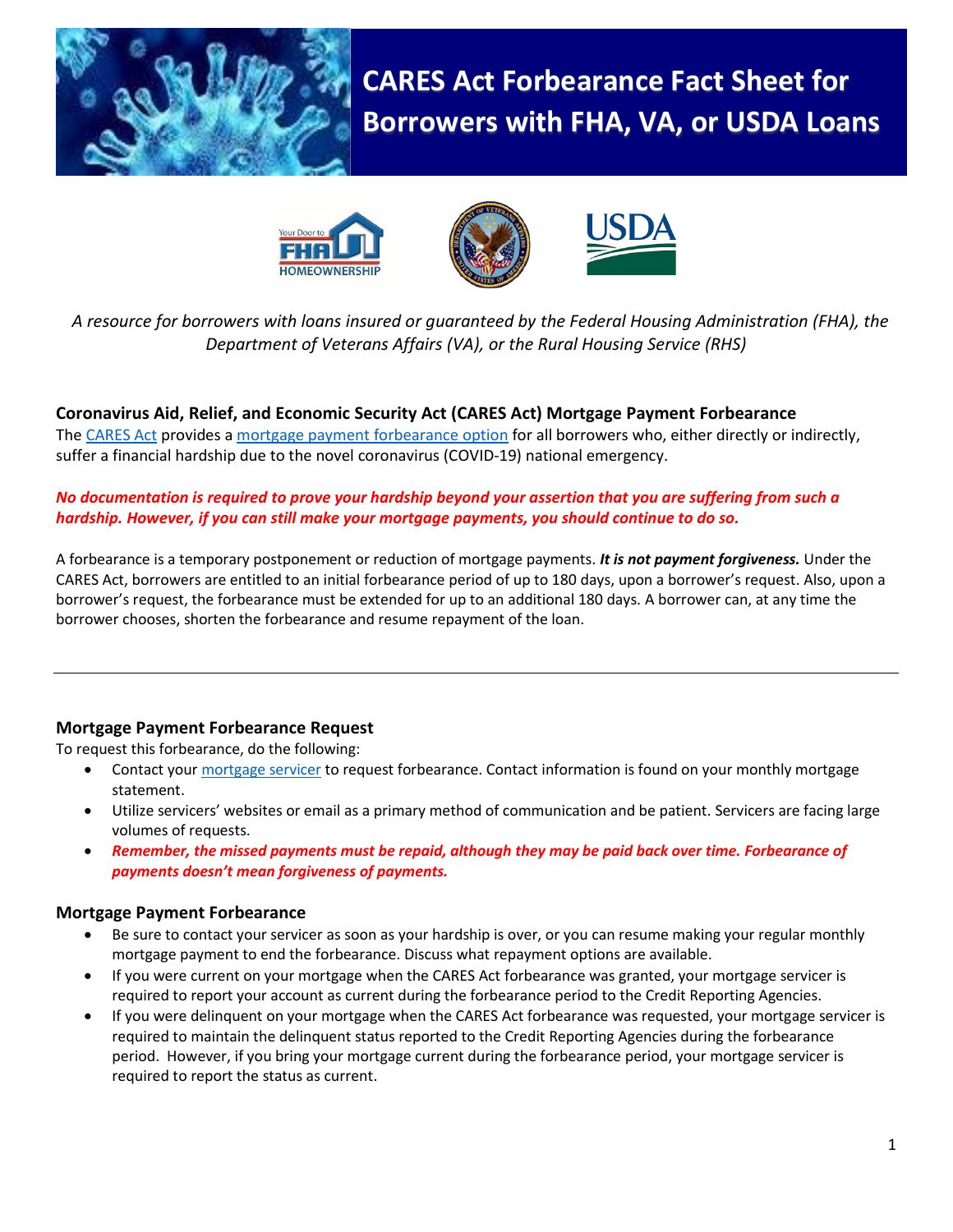# CARES Act Forbearance Fact Sheet for Borrowers with FHA, VA, or USDA Loans

*A resource for borrowers with loans insured or guaranteed by the Federal Housing Administration (FHA), the Department of Veterans Affairs (VA), or the Rural Housing Service (RHS)*

## Coronavirus Aid, Relief, and Economic Security Act (CARES Act) Mortgage Payment Forbearance

The CARES Act provides a mortgage payment forbearance option for all borrowers who, either directly or indirectly, suffer a financial hardship due to the novel coronavirus (COVID-19) national emergency.

***No documentation is required to prove your hardship beyond your assertion that you are suffering from such a hardship. However, if you can still make your mortgage payments, you should continue to do so.***

A forbearance is a temporary postponement or reduction of mortgage payments. ***It is not payment forgiveness.*** Under the CARES Act, borrowers are entitled to an initial forbearance period of up to 180 days, upon a borrower's request. Also, upon a borrower's request, the forbearance must be extended for up to an additional 180 days. A borrower can, at any time the borrower chooses, shorten the forbearance and resume repayment of the loan.

---

## Mortgage Payment Forbearance Request

To request this forbearance, do the following:

- Contact your mortgage servicer to request forbearance. Contact information is found on your monthly mortgage statement.
- Utilize servicers' websites or email as a primary method of communication and be patient. Servicers are facing large volumes of requests.
- ***Remember, the missed payments must be repaid, although they may be paid back over time. Forbearance of payments doesn't mean forgiveness of payments.***

## Mortgage Payment Forbearance

- Be sure to contact your servicer as soon as your hardship is over, or you can resume making your regular monthly mortgage payment to end the forbearance. Discuss what repayment options are available.
- If you were current on your mortgage when the CARES Act forbearance was granted, your mortgage servicer is required to report your account as current during the forbearance period to the Credit Reporting Agencies.
- If you were delinquent on your mortgage when the CARES Act forbearance was requested, your mortgage servicer is required to maintain the delinquent status reported to the Credit Reporting Agencies during the forbearance period. However, if you bring your mortgage current during the forbearance period, your mortgage servicer is required to report the status as current.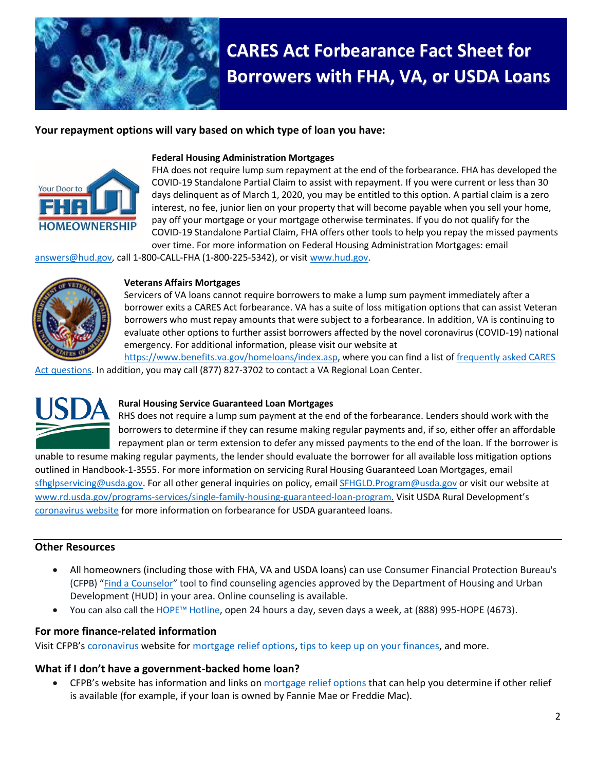# CARES Act Forbearance Fact Sheet for Borrowers with FHA, VA, or USDA Loans

**Your repayment options will vary based on which type of loan you have:**

**Federal Housing Administration Mortgages**

FHA does not require lump sum repayment at the end of the forbearance. FHA has developed the COVID-19 Standalone Partial Claim to assist with repayment. If you were current or less than 30 days delinquent as of March 1, 2020, you may be entitled to this option. A partial claim is a zero interest, no fee, junior lien on your property that will become payable when you sell your home, pay off your mortgage or your mortgage otherwise terminates. If you do not qualify for the COVID-19 Standalone Partial Claim, FHA offers other tools to help you repay the missed payments over time. For more information on Federal Housing Administration Mortgages: email answers@hud.gov, call 1-800-CALL-FHA (1-800-225-5342), or visit www.hud.gov.

**Veterans Affairs Mortgages**

Servicers of VA loans cannot require borrowers to make a lump sum payment immediately after a borrower exits a CARES Act forbearance. VA has a suite of loss mitigation options that can assist Veteran borrowers who must repay amounts that were subject to a forbearance. In addition, VA is continuing to evaluate other options to further assist borrowers affected by the novel coronavirus (COVID-19) national emergency. For additional information, please visit our website at https://www.benefits.va.gov/homeloans/index.asp, where you can find a list of frequently asked CARES Act questions. In addition, you may call (877) 827-3702 to contact a VA Regional Loan Center.

**Rural Housing Service Guaranteed Loan Mortgages**

RHS does not require a lump sum payment at the end of the forbearance. Lenders should work with the borrowers to determine if they can resume making regular payments and, if so, either offer an affordable repayment plan or term extension to defer any missed payments to the end of the loan. If the borrower is unable to resume making regular payments, the lender should evaluate the borrower for all available loss mitigation options outlined in Handbook-1-3555. For more information on servicing Rural Housing Guaranteed Loan Mortgages, email sfhglpservicing@usda.gov. For all other general inquiries on policy, email SFHGLD.Program@usda.gov or visit our website at www.rd.usda.gov/programs-services/single-family-housing-guaranteed-loan-program. Visit USDA Rural Development's coronavirus website for more information on forbearance for USDA guaranteed loans.

## Other Resources

- All homeowners (including those with FHA, VA and USDA loans) can use Consumer Financial Protection Bureau's (CFPB) "Find a Counselor" tool to find counseling agencies approved by the Department of Housing and Urban Development (HUD) in your area. Online counseling is available.
- You can also call the HOPE™ Hotline, open 24 hours a day, seven days a week, at (888) 995-HOPE (4673).

## For more finance-related information

Visit CFPB's coronavirus website for mortgage relief options, tips to keep up on your finances, and more.

## What if I don't have a government-backed home loan?

- CFPB's website has information and links on mortgage relief options that can help you determine if other relief is available (for example, if your loan is owned by Fannie Mae or Freddie Mac).